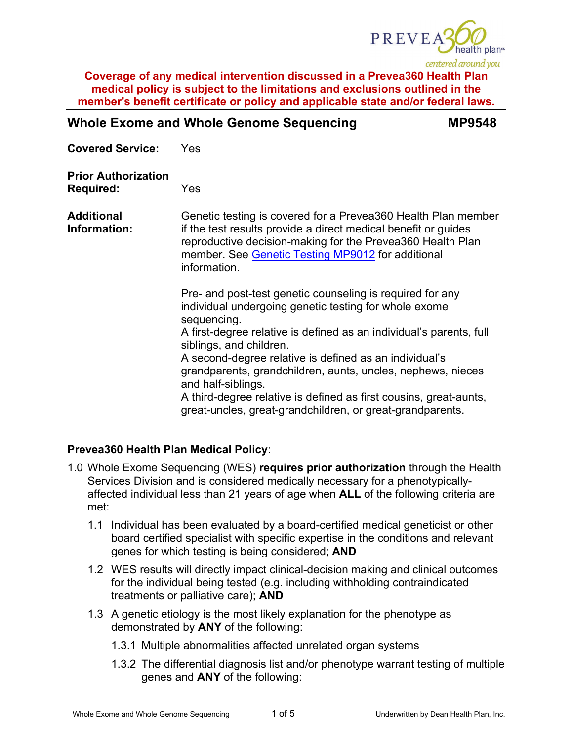**Coverage of any medical intervention discussed in a Prevea360 Health Plan medical policy is subject to the limitations and exclusions outlined in the member's benefit certificate or policy and applicable state and/or federal laws.**

## Whole Exome and Whole Genome Sequencing MP9548

**Covered Service:** Yes

**Prior Authorization Required:** Yes

**Additional Information:** Genetic testing is covered for a Prevea360 Health Plan member if the test results provide a direct medical benefit or guides reproductive decision-making for the Prevea360 Health Plan member. See [Genetic Testing MP9012] for additional information.

Pre- and post-test genetic counseling is required for any individual undergoing genetic testing for whole exome sequencing.
A first-degree relative is defined as an individual's parents, full siblings, and children.
A second-degree relative is defined as an individual's grandparents, grandchildren, aunts, uncles, nephews, nieces and half-siblings.
A third-degree relative is defined as first cousins, great-aunts, great-uncles, great-grandchildren, or great-grandparents.

**Prevea360 Health Plan Medical Policy**:

1.0 Whole Exome Sequencing (WES) **requires prior authorization** through the Health Services Division and is considered medically necessary for a phenotypically-affected individual less than 21 years of age when **ALL** of the following criteria are met:

- 1.1 Individual has been evaluated by a board-certified medical geneticist or other board certified specialist with specific expertise in the conditions and relevant genes for which testing is being considered; **AND**
- 1.2 WES results will directly impact clinical-decision making and clinical outcomes for the individual being tested (e.g. including withholding contraindicated treatments or palliative care); **AND**
- 1.3 A genetic etiology is the most likely explanation for the phenotype as demonstrated by **ANY** of the following:
  - 1.3.1 Multiple abnormalities affected unrelated organ systems
  - 1.3.2 The differential diagnosis list and/or phenotype warrant testing of multiple genes and **ANY** of the following: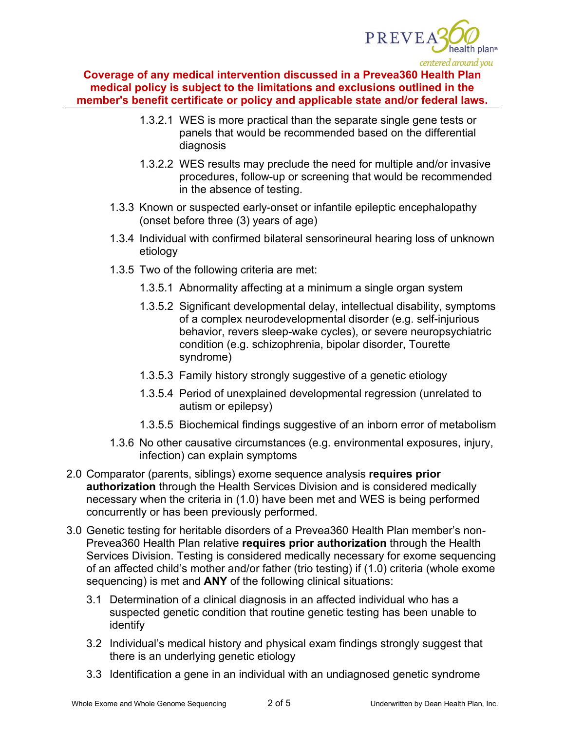**Coverage of any medical intervention discussed in a Prevea360 Health Plan medical policy is subject to the limitations and exclusions outlined in the member's benefit certificate or policy and applicable state and/or federal laws.**

- 1.3.2.1 WES is more practical than the separate single gene tests or panels that would be recommended based on the differential diagnosis
- 1.3.2.2 WES results may preclude the need for multiple and/or invasive procedures, follow-up or screening that would be recommended in the absence of testing.

1.3.3 Known or suspected early-onset or infantile epileptic encephalopathy (onset before three (3) years of age)

1.3.4 Individual with confirmed bilateral sensorineural hearing loss of unknown etiology

1.3.5 Two of the following criteria are met:

- 1.3.5.1 Abnormality affecting at a minimum a single organ system
- 1.3.5.2 Significant developmental delay, intellectual disability, symptoms of a complex neurodevelopmental disorder (e.g. self-injurious behavior, revers sleep-wake cycles), or severe neuropsychiatric condition (e.g. schizophrenia, bipolar disorder, Tourette syndrome)
- 1.3.5.3 Family history strongly suggestive of a genetic etiology
- 1.3.5.4 Period of unexplained developmental regression (unrelated to autism or epilepsy)
- 1.3.5.5 Biochemical findings suggestive of an inborn error of metabolism

1.3.6 No other causative circumstances (e.g. environmental exposures, injury, infection) can explain symptoms

2.0 Comparator (parents, siblings) exome sequence analysis **requires prior authorization** through the Health Services Division and is considered medically necessary when the criteria in (1.0) have been met and WES is being performed concurrently or has been previously performed.

3.0 Genetic testing for heritable disorders of a Prevea360 Health Plan member's non-Prevea360 Health Plan relative **requires prior authorization** through the Health Services Division. Testing is considered medically necessary for exome sequencing of an affected child's mother and/or father (trio testing) if (1.0) criteria (whole exome sequencing) is met and **ANY** of the following clinical situations:

- 3.1 Determination of a clinical diagnosis in an affected individual who has a suspected genetic condition that routine genetic testing has been unable to identify
- 3.2 Individual's medical history and physical exam findings strongly suggest that there is an underlying genetic etiology
- 3.3 Identification a gene in an individual with an undiagnosed genetic syndrome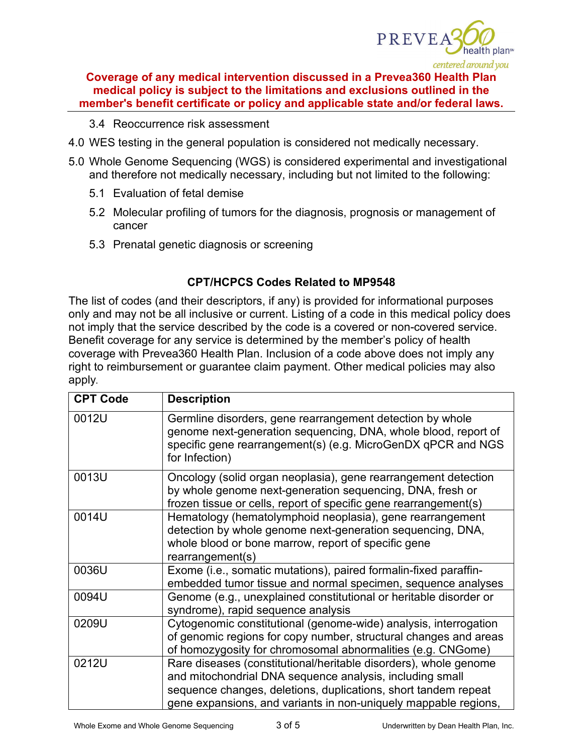**Coverage of any medical intervention discussed in a Prevea360 Health Plan medical policy is subject to the limitations and exclusions outlined in the member's benefit certificate or policy and applicable state and/or federal laws.**

3.4 Reoccurrence risk assessment

4.0 WES testing in the general population is considered not medically necessary.

5.0 Whole Genome Sequencing (WGS) is considered experimental and investigational and therefore not medically necessary, including but not limited to the following:

5.1 Evaluation of fetal demise

5.2 Molecular profiling of tumors for the diagnosis, prognosis or management of cancer

5.3 Prenatal genetic diagnosis or screening

### CPT/HCPCS Codes Related to MP9548

The list of codes (and their descriptors, if any) is provided for informational purposes only and may not be all inclusive or current. Listing of a code in this medical policy does not imply that the service described by the code is a covered or non-covered service. Benefit coverage for any service is determined by the member's policy of health coverage with Prevea360 Health Plan. Inclusion of a code above does not imply any right to reimbursement or guarantee claim payment. Other medical policies may also apply.

| CPT Code | Description |
|---|---|
| 0012U | Germline disorders, gene rearrangement detection by whole genome next-generation sequencing, DNA, whole blood, report of specific gene rearrangement(s) (e.g. MicroGenDX qPCR and NGS for Infection) |
| 0013U | Oncology (solid organ neoplasia), gene rearrangement detection by whole genome next-generation sequencing, DNA, fresh or frozen tissue or cells, report of specific gene rearrangement(s) |
| 0014U | Hematology (hematolymphoid neoplasia), gene rearrangement detection by whole genome next-generation sequencing, DNA, whole blood or bone marrow, report of specific gene rearrangement(s) |
| 0036U | Exome (i.e., somatic mutations), paired formalin-fixed paraffin-embedded tumor tissue and normal specimen, sequence analyses |
| 0094U | Genome (e.g., unexplained constitutional or heritable disorder or syndrome), rapid sequence analysis |
| 0209U | Cytogenomic constitutional (genome-wide) analysis, interrogation of genomic regions for copy number, structural changes and areas of homozygosity for chromosomal abnormalities (e.g. CNGome) |
| 0212U | Rare diseases (constitutional/heritable disorders), whole genome and mitochondrial DNA sequence analysis, including small sequence changes, deletions, duplications, short tandem repeat gene expansions, and variants in non-uniquely mappable regions, |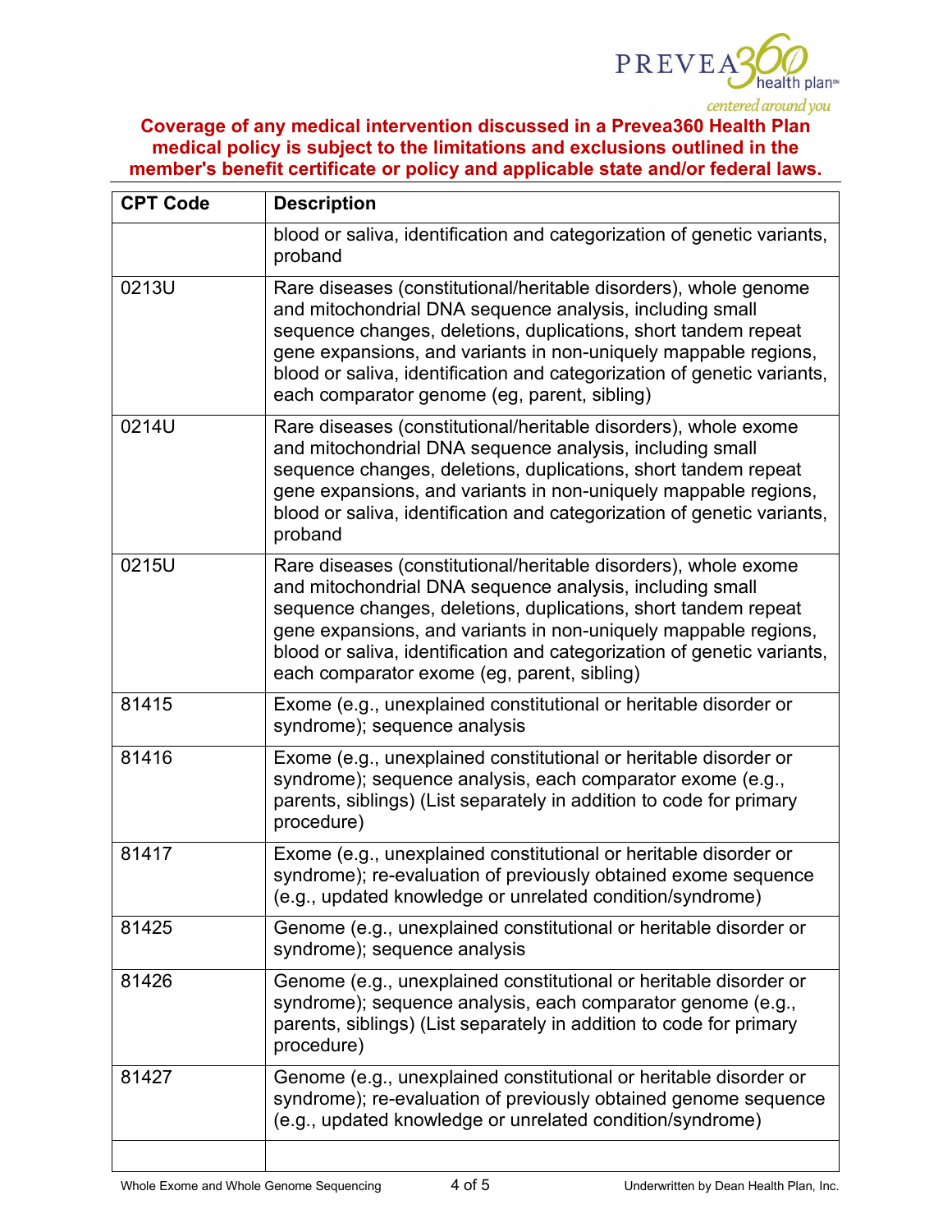**Coverage of any medical intervention discussed in a Prevea360 Health Plan medical policy is subject to the limitations and exclusions outlined in the member's benefit certificate or policy and applicable state and/or federal laws.**

| CPT Code | Description |
|---|---|
| | blood or saliva, identification and categorization of genetic variants, proband |
| 0213U | Rare diseases (constitutional/heritable disorders), whole genome and mitochondrial DNA sequence analysis, including small sequence changes, deletions, duplications, short tandem repeat gene expansions, and variants in non-uniquely mappable regions, blood or saliva, identification and categorization of genetic variants, each comparator genome (eg, parent, sibling) |
| 0214U | Rare diseases (constitutional/heritable disorders), whole exome and mitochondrial DNA sequence analysis, including small sequence changes, deletions, duplications, short tandem repeat gene expansions, and variants in non-uniquely mappable regions, blood or saliva, identification and categorization of genetic variants, proband |
| 0215U | Rare diseases (constitutional/heritable disorders), whole exome and mitochondrial DNA sequence analysis, including small sequence changes, deletions, duplications, short tandem repeat gene expansions, and variants in non-uniquely mappable regions, blood or saliva, identification and categorization of genetic variants, each comparator exome (eg, parent, sibling) |
| 81415 | Exome (e.g., unexplained constitutional or heritable disorder or syndrome); sequence analysis |
| 81416 | Exome (e.g., unexplained constitutional or heritable disorder or syndrome); sequence analysis, each comparator exome (e.g., parents, siblings) (List separately in addition to code for primary procedure) |
| 81417 | Exome (e.g., unexplained constitutional or heritable disorder or syndrome); re-evaluation of previously obtained exome sequence (e.g., updated knowledge or unrelated condition/syndrome) |
| 81425 | Genome (e.g., unexplained constitutional or heritable disorder or syndrome); sequence analysis |
| 81426 | Genome (e.g., unexplained constitutional or heritable disorder or syndrome); sequence analysis, each comparator genome (e.g., parents, siblings) (List separately in addition to code for primary procedure) |
| 81427 | Genome (e.g., unexplained constitutional or heritable disorder or syndrome); re-evaluation of previously obtained genome sequence (e.g., updated knowledge or unrelated condition/syndrome) |
| | |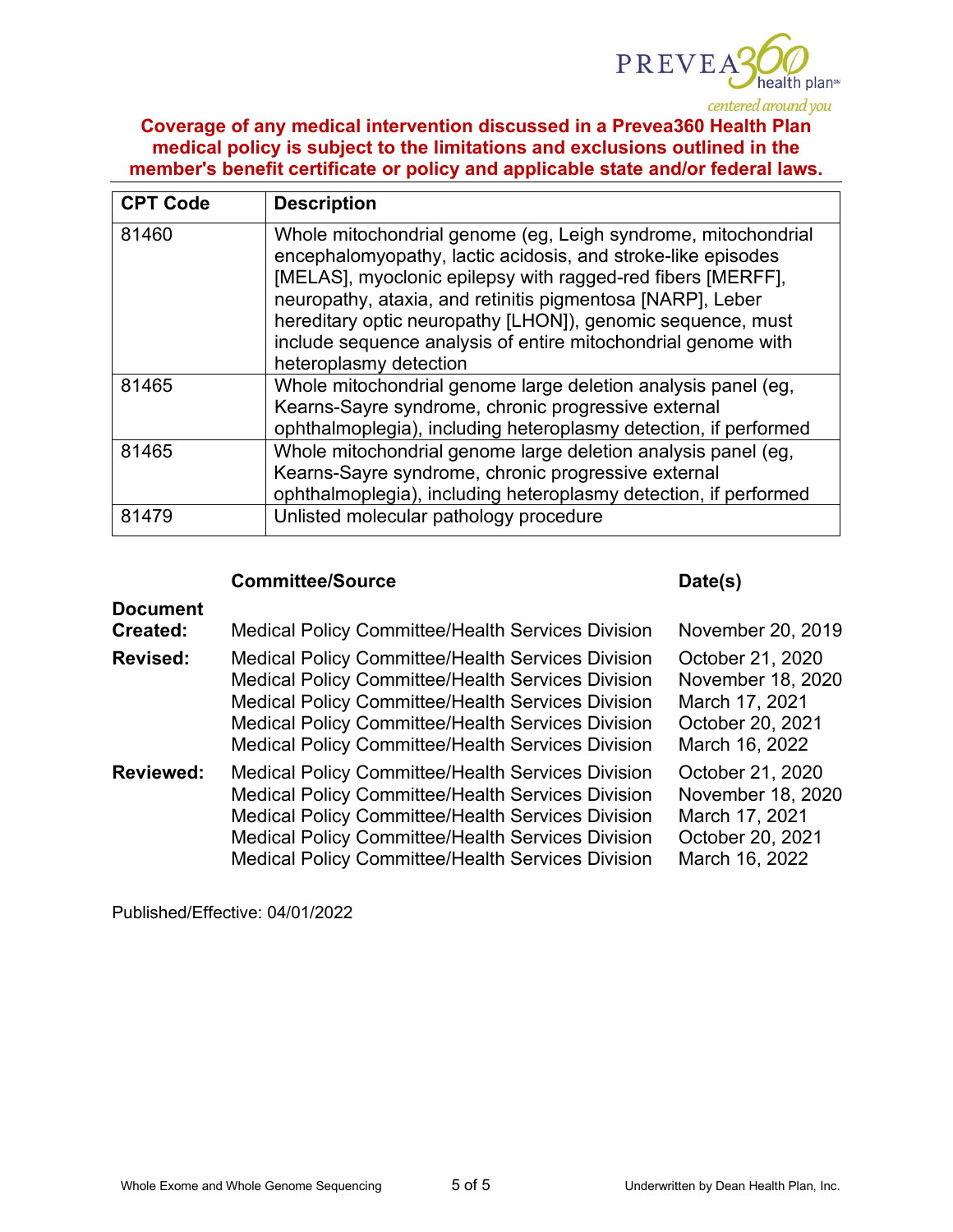**Coverage of any medical intervention discussed in a Prevea360 Health Plan medical policy is subject to the limitations and exclusions outlined in the member's benefit certificate or policy and applicable state and/or federal laws.**

| CPT Code | Description |
|---|---|
| 81460 | Whole mitochondrial genome (eg, Leigh syndrome, mitochondrial encephalomyopathy, lactic acidosis, and stroke-like episodes [MELAS], myoclonic epilepsy with ragged-red fibers [MERFF], neuropathy, ataxia, and retinitis pigmentosa [NARP], Leber hereditary optic neuropathy [LHON]), genomic sequence, must include sequence analysis of entire mitochondrial genome with heteroplasmy detection |
| 81465 | Whole mitochondrial genome large deletion analysis panel (eg, Kearns-Sayre syndrome, chronic progressive external ophthalmoplegia), including heteroplasmy detection, if performed |
| 81465 | Whole mitochondrial genome large deletion analysis panel (eg, Kearns-Sayre syndrome, chronic progressive external ophthalmoplegia), including heteroplasmy detection, if performed |
| 81479 | Unlisted molecular pathology procedure |

| | Committee/Source | Date(s) |
|---|---|---|
| **Document Created:** | Medical Policy Committee/Health Services Division | November 20, 2019 |
| **Revised:** | Medical Policy Committee/Health Services Division | October 21, 2020 |
| | Medical Policy Committee/Health Services Division | November 18, 2020 |
| | Medical Policy Committee/Health Services Division | March 17, 2021 |
| | Medical Policy Committee/Health Services Division | October 20, 2021 |
| | Medical Policy Committee/Health Services Division | March 16, 2022 |
| **Reviewed:** | Medical Policy Committee/Health Services Division | October 21, 2020 |
| | Medical Policy Committee/Health Services Division | November 18, 2020 |
| | Medical Policy Committee/Health Services Division | March 17, 2021 |
| | Medical Policy Committee/Health Services Division | October 20, 2021 |
| | Medical Policy Committee/Health Services Division | March 16, 2022 |

Published/Effective: 04/01/2022